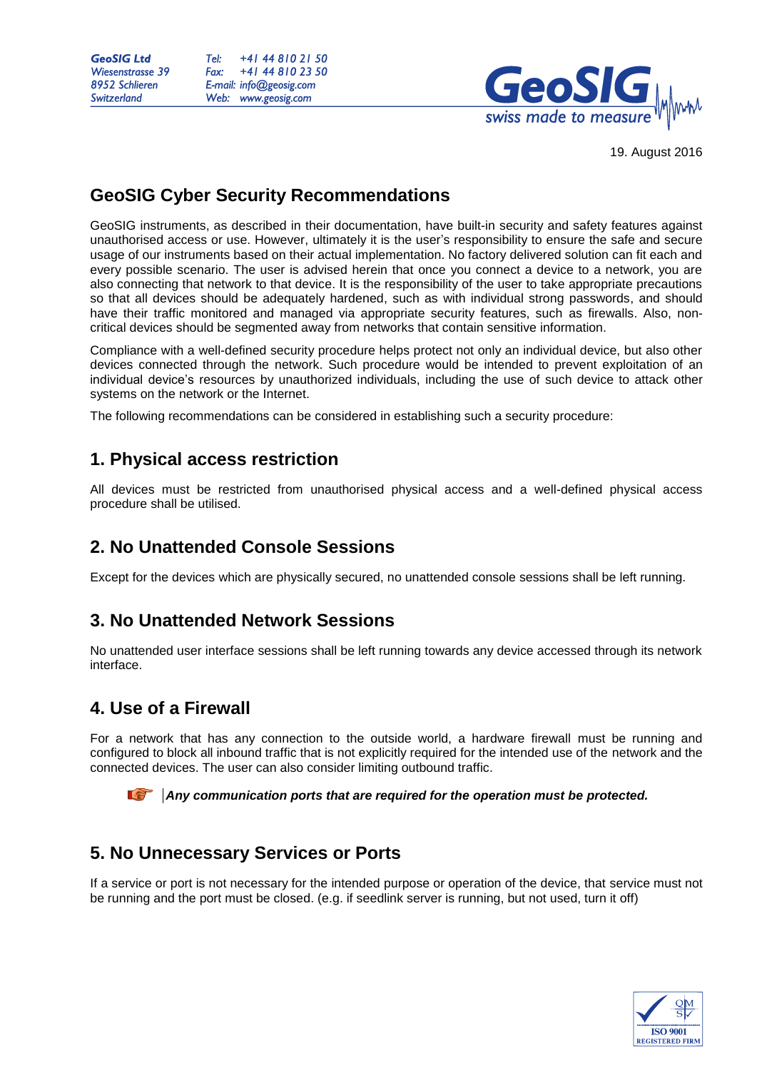GeoSIG Ltd
Wiesenstrasse 39
8952 Schlieren
Switzerland

Tel: +41 44 810 21 50
Fax: +41 44 810 23 50
E-mail: info@geosig.com
Web: www.geosig.com

19. August 2016

# GeoSIG Cyber Security Recommendations

GeoSIG instruments, as described in their documentation, have built-in security and safety features against unauthorised access or use. However, ultimately it is the user's responsibility to ensure the safe and secure usage of our instruments based on their actual implementation. No factory delivered solution can fit each and every possible scenario. The user is advised herein that once you connect a device to a network, you are also connecting that network to that device. It is the responsibility of the user to take appropriate precautions so that all devices should be adequately hardened, such as with individual strong passwords, and should have their traffic monitored and managed via appropriate security features, such as firewalls. Also, non-critical devices should be segmented away from networks that contain sensitive information.

Compliance with a well-defined security procedure helps protect not only an individual device, but also other devices connected through the network. Such procedure would be intended to prevent exploitation of an individual device's resources by unauthorized individuals, including the use of such device to attack other systems on the network or the Internet.

The following recommendations can be considered in establishing such a security procedure:

## 1. Physical access restriction

All devices must be restricted from unauthorised physical access and a well-defined physical access procedure shall be utilised.

## 2. No Unattended Console Sessions

Except for the devices which are physically secured, no unattended console sessions shall be left running.

## 3. No Unattended Network Sessions

No unattended user interface sessions shall be left running towards any device accessed through its network interface.

## 4. Use of a Firewall

For a network that has any connection to the outside world, a hardware firewall must be running and configured to block all inbound traffic that is not explicitly required for the intended use of the network and the connected devices. The user can also consider limiting outbound traffic.

***Any communication ports that are required for the operation must be protected.***

## 5. No Unnecessary Services or Ports

If a service or port is not necessary for the intended purpose or operation of the device, that service must not be running and the port must be closed. (e.g. if seedlink server is running, but not used, turn it off)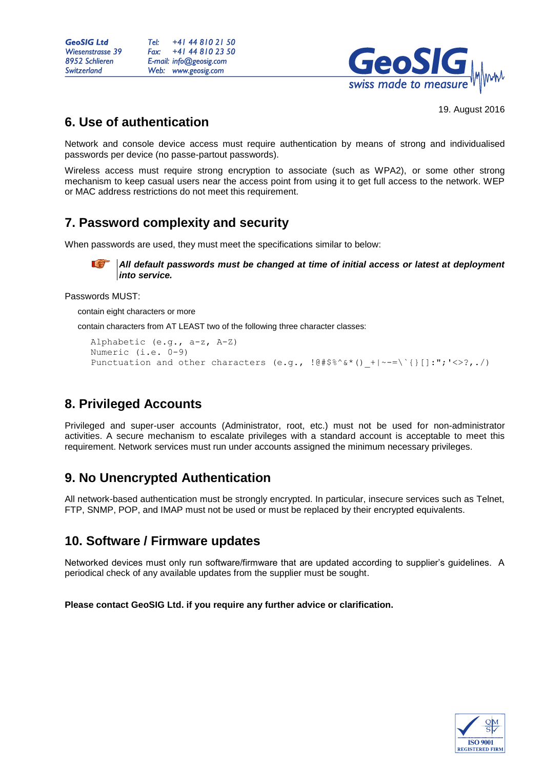19. August 2016

## 6. Use of authentication

Network and console device access must require authentication by means of strong and individualised passwords per device (no passe-partout passwords).

Wireless access must require strong encryption to associate (such as WPA2), or some other strong mechanism to keep casual users near the access point from using it to get full access to the network. WEP or MAC address restrictions do not meet this requirement.

## 7. Password complexity and security

When passwords are used, they must meet the specifications similar to below:

> ***All default passwords must be changed at time of initial access or latest at deployment into service.***

Passwords MUST:

contain eight characters or more

contain characters from AT LEAST two of the following three character classes:

```
Alphabetic (e.g., a-z, A-Z)
Numeric (i.e. 0-9)
Punctuation and other characters (e.g., !@#$%^&*()_+|~-=\`{}[]:";'<>?,./)
```

## 8. Privileged Accounts

Privileged and super-user accounts (Administrator, root, etc.) must not be used for non-administrator activities. A secure mechanism to escalate privileges with a standard account is acceptable to meet this requirement. Network services must run under accounts assigned the minimum necessary privileges.

## 9. No Unencrypted Authentication

All network-based authentication must be strongly encrypted. In particular, insecure services such as Telnet, FTP, SNMP, POP, and IMAP must not be used or must be replaced by their encrypted equivalents.

## 10. Software / Firmware updates

Networked devices must only run software/firmware that are updated according to supplier's guidelines. A periodical check of any available updates from the supplier must be sought.

**Please contact GeoSIG Ltd. if you require any further advice or clarification.**